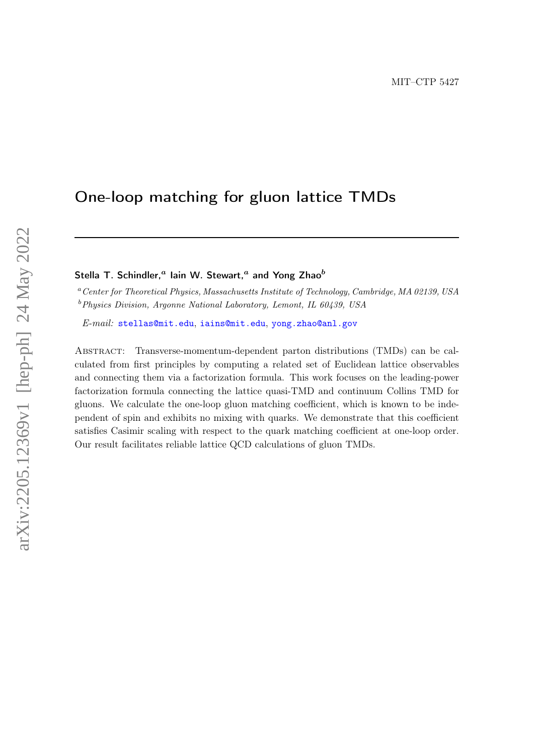MIT–CTP 5427

# One-loop matching for gluon lattice TMDs

**Stella T. Schindler,[a] Iain W. Stewart,[a] and Yong Zhao[b]**

[a] *Center for Theoretical Physics, Massachusetts Institute of Technology, Cambridge, MA 02139, USA*
[b] *Physics Division, Argonne National Laboratory, Lemont, IL 60439, USA*

*E-mail:* stellas@mit.edu, iains@mit.edu, yong.zhao@anl.gov

Abstract: Transverse-momentum-dependent parton distributions (TMDs) can be calculated from first principles by computing a related set of Euclidean lattice observables and connecting them via a factorization formula. This work focuses on the leading-power factorization formula connecting the lattice quasi-TMD and continuum Collins TMD for gluons. We calculate the one-loop gluon matching coefficient, which is known to be independent of spin and exhibits no mixing with quarks. We demonstrate that this coefficient satisfies Casimir scaling with respect to the quark matching coefficient at one-loop order. Our result facilitates reliable lattice QCD calculations of gluon TMDs.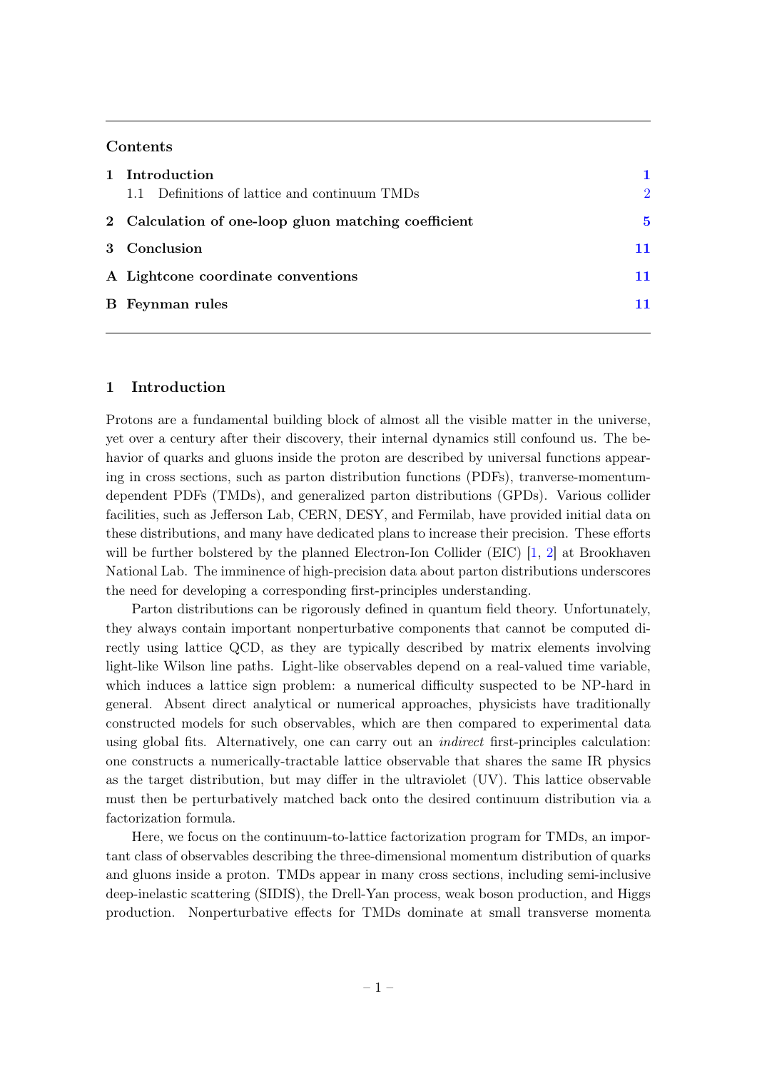## Contents

| | |
|---|---|
| **1 Introduction** | **1** |
| 1.1 Definitions of lattice and continuum TMDs | 2 |
| **2 Calculation of one-loop gluon matching coefficient** | **5** |
| **3 Conclusion** | **11** |
| **A Lightcone coordinate conventions** | **11** |
| **B Feynman rules** | **11** |

# 1 Introduction

Protons are a fundamental building block of almost all the visible matter in the universe, yet over a century after their discovery, their internal dynamics still confound us. The behavior of quarks and gluons inside the proton are described by universal functions appearing in cross sections, such as parton distribution functions (PDFs), tranverse-momentum-dependent PDFs (TMDs), and generalized parton distributions (GPDs). Various collider facilities, such as Jefferson Lab, CERN, DESY, and Fermilab, have provided initial data on these distributions, and many have dedicated plans to increase their precision. These efforts will be further bolstered by the planned Electron-Ion Collider (EIC) [1, 2] at Brookhaven National Lab. The imminence of high-precision data about parton distributions underscores the need for developing a corresponding first-principles understanding.

Parton distributions can be rigorously defined in quantum field theory. Unfortunately, they always contain important nonperturbative components that cannot be computed directly using lattice QCD, as they are typically described by matrix elements involving light-like Wilson line paths. Light-like observables depend on a real-valued time variable, which induces a lattice sign problem: a numerical difficulty suspected to be NP-hard in general. Absent direct analytical or numerical approaches, physicists have traditionally constructed models for such observables, which are then compared to experimental data using global fits. Alternatively, one can carry out an *indirect* first-principles calculation: one constructs a numerically-tractable lattice observable that shares the same IR physics as the target distribution, but may differ in the ultraviolet (UV). This lattice observable must then be perturbatively matched back onto the desired continuum distribution via a factorization formula.

Here, we focus on the continuum-to-lattice factorization program for TMDs, an important class of observables describing the three-dimensional momentum distribution of quarks and gluons inside a proton. TMDs appear in many cross sections, including semi-inclusive deep-inelastic scattering (SIDIS), the Drell-Yan process, weak boson production, and Higgs production. Nonperturbative effects for TMDs dominate at small transverse momenta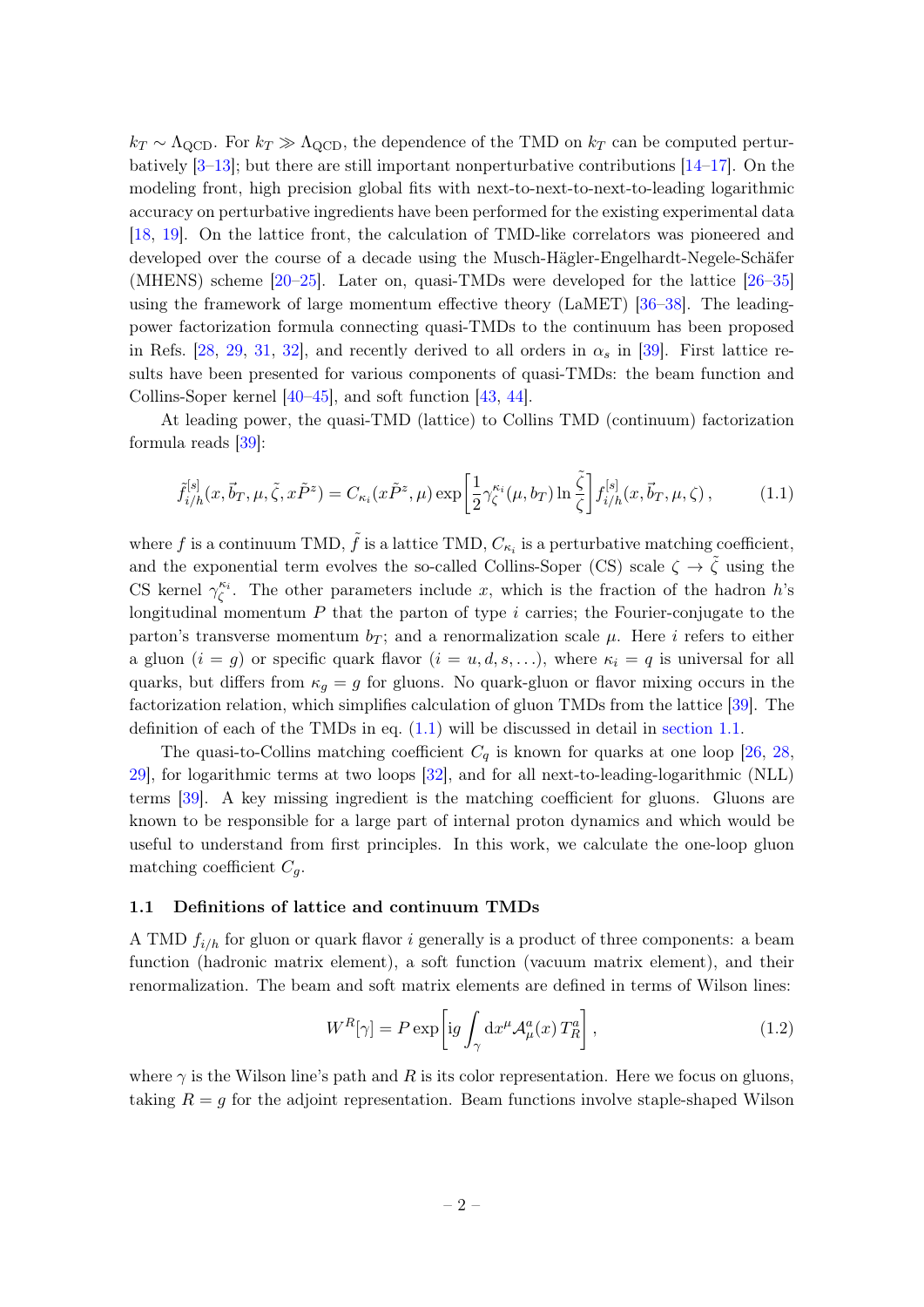$k_T \sim \Lambda_{\rm QCD}$. For $k_T \gg \Lambda_{\rm QCD}$, the dependence of the TMD on $k_T$ can be computed perturbatively [3–13]; but there are still important nonperturbative contributions [14–17]. On the modeling front, high precision global fits with next-to-next-to-next-to-leading logarithmic accuracy on perturbative ingredients have been performed for the existing experimental data [18, 19]. On the lattice front, the calculation of TMD-like correlators was pioneered and developed over the course of a decade using the Musch-Hägler-Engelhardt-Negele-Schäfer (MHENS) scheme [20–25]. Later on, quasi-TMDs were developed for the lattice [26–35] using the framework of large momentum effective theory (LaMET) [36–38]. The leading-power factorization formula connecting quasi-TMDs to the continuum has been proposed in Refs. [28, 29, 31, 32], and recently derived to all orders in $\alpha_s$ in [39]. First lattice results have been presented for various components of quasi-TMDs: the beam function and Collins-Soper kernel [40–45], and soft function [43, 44].

At leading power, the quasi-TMD (lattice) to Collins TMD (continuum) factorization formula reads [39]:

$$\tilde{f}^{[s]}_{i/h}(x, \vec{b}_T, \mu, \tilde{\zeta}, x\tilde{P}^z) = C_{\kappa_i}(x\tilde{P}^z, \mu) \exp\left[\frac{1}{2}\gamma_\zeta^{\kappa_i}(\mu, b_T) \ln\frac{\tilde{\zeta}}{\zeta}\right] f^{[s]}_{i/h}(x, \vec{b}_T, \mu, \zeta)\,, \tag{1.1}$$

where $f$ is a continuum TMD, $\tilde{f}$ is a lattice TMD, $C_{\kappa_i}$ is a perturbative matching coefficient, and the exponential term evolves the so-called Collins-Soper (CS) scale $\zeta \to \tilde{\zeta}$ using the CS kernel $\gamma_\zeta^{\kappa_i}$. The other parameters include $x$, which is the fraction of the hadron $h$'s longitudinal momentum $P$ that the parton of type $i$ carries; the Fourier-conjugate to the parton's transverse momentum $b_T$; and a renormalization scale $\mu$. Here $i$ refers to either a gluon ($i = g$) or specific quark flavor ($i = u, d, s, \ldots$), where $\kappa_i = q$ is universal for all quarks, but differs from $\kappa_g = g$ for gluons. No quark-gluon or flavor mixing occurs in the factorization relation, which simplifies calculation of gluon TMDs from the lattice [39]. The definition of each of the TMDs in eq. (1.1) will be discussed in detail in section 1.1.

The quasi-to-Collins matching coefficient $C_q$ is known for quarks at one loop [26, 28, 29], for logarithmic terms at two loops [32], and for all next-to-leading-logarithmic (NLL) terms [39]. A key missing ingredient is the matching coefficient for gluons. Gluons are known to be responsible for a large part of internal proton dynamics and which would be useful to understand from first principles. In this work, we calculate the one-loop gluon matching coefficient $C_g$.

### 1.1 Definitions of lattice and continuum TMDs

A TMD $f_{i/h}$ for gluon or quark flavor $i$ generally is a product of three components: a beam function (hadronic matrix element), a soft function (vacuum matrix element), and their renormalization. The beam and soft matrix elements are defined in terms of Wilson lines:

$$W^R[\gamma] = P \exp\left[\mathrm{i}g \int_\gamma \mathrm{d}x^\mu \mathcal{A}^a_\mu(x)\, T^a_R\right], \tag{1.2}$$

where $\gamma$ is the Wilson line's path and $R$ is its color representation. Here we focus on gluons, taking $R = g$ for the adjoint representation. Beam functions involve staple-shaped Wilson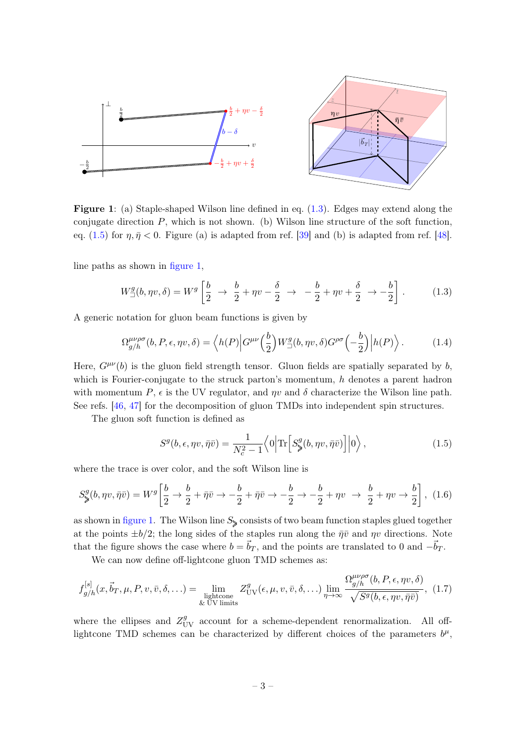**Figure 1**: (a) Staple-shaped Wilson line defined in eq. (1.3). Edges may extend along the conjugate direction $P$, which is not shown. (b) Wilson line structure of the soft function, eq. (1.5) for $\eta, \bar{\eta} < 0$. Figure (a) is adapted from ref. [39] and (b) is adapted from ref. [48].

line paths as shown in figure 1,

$$
W^g_{\sqsupset}(b, \eta v, \delta) = W^g\left[\frac{b}{2} \;\rightarrow\; \frac{b}{2} + \eta v - \frac{\delta}{2} \;\rightarrow\; -\frac{b}{2} + \eta v + \frac{\delta}{2} \;\rightarrow -\frac{b}{2}\right]. \tag{1.3}
$$

A generic notation for gluon beam functions is given by

$$
\Omega^{\mu\nu\rho\sigma}_{g/h}(b, P, \epsilon, \eta v, \delta) = \left\langle h(P)\middle| G^{\mu\nu}\Big(\frac{b}{2}\Big) W^g_{\sqsupset}(b, \eta v, \delta) G^{\rho\sigma}\Big(-\frac{b}{2}\Big)\middle| h(P)\right\rangle. \tag{1.4}
$$

Here, $G^{\mu\nu}(b)$ is the gluon field strength tensor. Gluon fields are spatially separated by $b$, which is Fourier-conjugate to the struck parton's momentum, $h$ denotes a parent hadron with momentum $P$, $\epsilon$ is the UV regulator, and $\eta v$ and $\delta$ characterize the Wilson line path. See refs. [46, 47] for the decomposition of gluon TMDs into independent spin structures.

The gluon soft function is defined as

$$
S^g(b, \epsilon, \eta v, \bar{\eta}\bar{v}) = \frac{1}{N_c^2 - 1}\left\langle 0\middle|\mathrm{Tr}\Big[S^g_{\geqslant}(b, \eta v, \bar{\eta}\bar{v})\Big]\middle|0\right\rangle, \tag{1.5}
$$

where the trace is over color, and the soft Wilson line is

$$
S^g_{\geqslant}(b, \eta v, \bar{\eta}\bar{v}) = W^g\left[\frac{b}{2} \rightarrow \frac{b}{2} + \bar{\eta}\bar{v} \rightarrow -\frac{b}{2} + \bar{\eta}\bar{v} \rightarrow -\frac{b}{2} \rightarrow -\frac{b}{2} + \eta v \;\rightarrow\; \frac{b}{2} + \eta v \rightarrow \frac{b}{2}\right], \tag{1.6}
$$

as shown in figure 1. The Wilson line $S_{\geqslant}$ consists of two beam function staples glued together at the points $\pm b/2$; the long sides of the staples run along the $\bar{\eta}\bar{v}$ and $\eta v$ directions. Note that the figure shows the case where $b = \vec{b}_T$, and the points are translated to 0 and $-\vec{b}_T$.

We can now define off-lightcone gluon TMD schemes as:

$$
f^{[s]}_{g/h}(x, \vec{b}_T, \mu, P, v, \bar{v}, \delta, \dots) = \lim_{\substack{\text{lightcone} \\ \text{\& UV limits}}} Z^g_{\mathrm{UV}}(\epsilon, \mu, v, \bar{v}, \delta, \dots) \lim_{\eta\to\infty} \frac{\Omega^{\mu\nu\rho\sigma}_{g/h}(b, P, \epsilon, \eta v, \delta)}{\sqrt{S^g(b, \epsilon, \eta v, \bar{\eta}\bar{v})}}, \tag{1.7}
$$

where the ellipses and $Z^g_{\mathrm{UV}}$ account for a scheme-dependent renormalization. All off-lightcone TMD schemes can be characterized by different choices of the parameters $b^\mu$,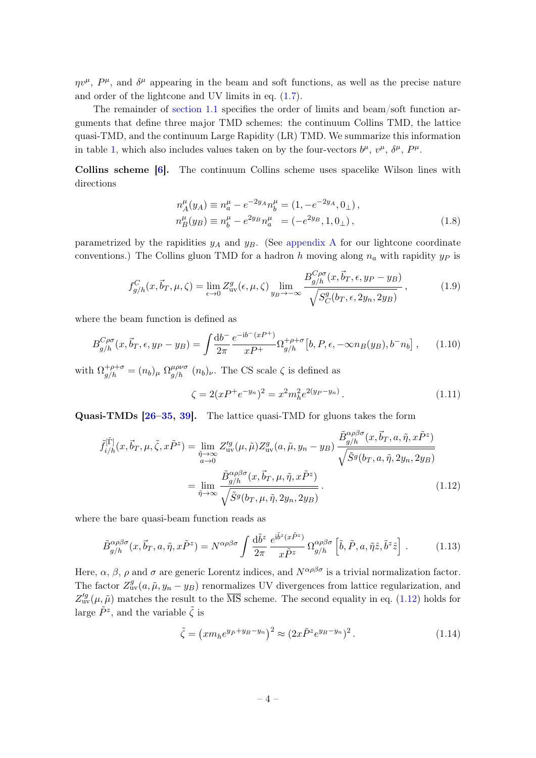$\eta v^\mu$, $P^\mu$, and $\delta^\mu$ appearing in the beam and soft functions, as well as the precise nature and order of the lightcone and UV limits in eq. (1.7).

The remainder of section 1.1 specifies the order of limits and beam/soft function arguments that define three major TMD schemes: the continuum Collins TMD, the lattice quasi-TMD, and the continuum Large Rapidity (LR) TMD. We summarize this information in table 1, which also includes values taken on by the four-vectors $b^\mu$, $v^\mu$, $\delta^\mu$, $P^\mu$.

**Collins scheme [6].** The continuum Collins scheme uses spacelike Wilson lines with directions

$$
\begin{aligned}
n_A^\mu(y_A) &\equiv n_a^\mu - e^{-2y_A} n_b^\mu = (1, -e^{-2y_A}, 0_\perp)\,, \\
n_B^\mu(y_B) &\equiv n_b^\mu - e^{2y_B} n_a^\mu \;\;= (-e^{2y_B}, 1, 0_\perp)\,,
\end{aligned}
\tag{1.8}
$$

parametrized by the rapidities $y_A$ and $y_B$. (See appendix A for our lightcone coordinate conventions.) The Collins gluon TMD for a hadron $h$ moving along $n_a$ with rapidity $y_P$ is

$$
f^C_{g/h}(x, \vec{b}_T, \mu, \zeta) = \lim_{\epsilon \to 0} Z^g_{\rm uv}(\epsilon, \mu, \zeta) \lim_{y_B \to -\infty} \frac{B^{C\rho\sigma}_{g/h}(x, \vec{b}_T, \epsilon, y_P - y_B)}{\sqrt{S^g_C(b_T, \epsilon, 2y_n, 2y_B)}}\,,
\tag{1.9}
$$

where the beam function is defined as

$$
B^{C\rho\sigma}_{g/h}(x, \vec{b}_T, \epsilon, y_P - y_B) = \int \frac{{\rm d}b^-}{2\pi} \frac{e^{-{\rm i}b^-(xP^+)}}{xP^+} \Omega^{+\rho+\sigma}_{g/h}\big[b, P, \epsilon, -\infty n_B(y_B), b^- n_b\big]\,,
\tag{1.10}
$$

with $\Omega^{+\rho+\sigma}_{g/h} = (n_b)_\mu\, \Omega^{\mu\rho\nu\sigma}_{g/h}\, (n_b)_\nu$. The CS scale $\zeta$ is defined as

$$
\zeta = 2(xP^+ e^{-y_n})^2 = x^2 m_h^2 e^{2(y_P - y_n)}\,.
\tag{1.11}
$$

**Quasi-TMDs [26–35, 39].** The lattice quasi-TMD for gluons takes the form

$$
\begin{aligned}
\tilde{f}^{[\tilde{\Gamma}]}_{i/h}(x, \vec{b}_T, \mu, \tilde{\zeta}, x\tilde{P}^z) &= \lim_{\substack{\tilde{\eta} \to \infty \\ a \to 0}} Z'^g_{\rm uv}(\mu, \tilde{\mu}) Z^g_{\rm uv}(a, \tilde{\mu}, y_n - y_B) \frac{\tilde{B}^{\alpha\rho\beta\sigma}_{g/h}(x, \vec{b}_T, a, \tilde{\eta}, x\tilde{P}^z)}{\sqrt{\tilde{S}^g(b_T, a, \tilde{\eta}, 2y_n, 2y_B)}} \\
&= \lim_{\tilde{\eta} \to \infty} \frac{\tilde{B}^{\alpha\rho\beta\sigma}_{g/h}(x, \vec{b}_T, \mu, \tilde{\eta}, x\tilde{P}^z)}{\sqrt{\tilde{S}^g(b_T, \mu, \tilde{\eta}, 2y_n, 2y_B)}}\,.
\end{aligned}
\tag{1.12}
$$

where the bare quasi-beam function reads as

$$
\tilde{B}^{\alpha\rho\beta\sigma}_{g/h}(x, \vec{b}_T, a, \tilde{\eta}, x\tilde{P}^z) = N^{\alpha\rho\beta\sigma} \int \frac{{\rm d}\tilde{b}^z}{2\pi} \frac{e^{{\rm i}\tilde{b}^z(x\tilde{P}^z)}}{x\tilde{P}^z}\, \Omega^{\alpha\rho\beta\sigma}_{g/h}\Big[\tilde{b}, \tilde{P}, a, \tilde{\eta}\hat{z}, \tilde{b}^z\hat{z}\Big]\,.
\tag{1.13}
$$

Here, $\alpha$, $\beta$, $\rho$ and $\sigma$ are generic Lorentz indices, and $N^{\alpha\rho\beta\sigma}$ is a trivial normalization factor. The factor $Z^g_{\rm uv}(a, \tilde{\mu}, y_n - y_B)$ renormalizes UV divergences from lattice regularization, and $Z'^g_{\rm uv}(\mu, \tilde{\mu})$ matches the result to the $\overline{\rm MS}$ scheme. The second equality in eq. (1.12) holds for large $\tilde{P}^z$, and the variable $\tilde{\zeta}$ is

$$
\tilde{\zeta} = \big(x m_h e^{y_{\tilde{P}} + y_B - y_n}\big)^2 \approx (2x\tilde{P}^z e^{y_B - y_n})^2\,.
\tag{1.14}
$$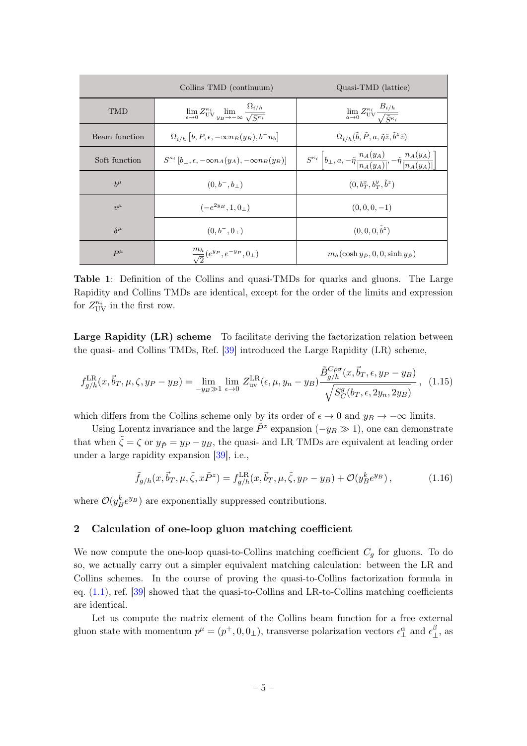| | Collins TMD (continuum) | Quasi-TMD (lattice) |
|---|---|---|
| TMD | $\lim\limits_{\epsilon\to 0} Z_{\rm UV}^{\kappa_i} \lim\limits_{y_B\to-\infty} \dfrac{\Omega_{i/h}}{\sqrt{S^{\kappa_i}}}$ | $\lim\limits_{a\to 0} Z_{\rm UV}^{\kappa_i} \dfrac{B_{i/h}}{\sqrt{\tilde{S}^{\kappa_i}}}$ |
| Beam function | $\Omega_{i/h}\left[b, P, \epsilon, -\infty n_B(y_B), b^- n_b\right]$ | $\Omega_{i/h}(\tilde{b}, \tilde{P}, a, \tilde{\eta}\hat{z}, \tilde{b}^z\hat{z})$ |
| Soft function | $S^{\kappa_i}\left[b_\perp, \epsilon, -\infty n_A(y_A), -\infty n_B(y_B)\right]$ | $S^{\kappa_i}\left[b_\perp, a, -\tilde{\eta}\dfrac{n_A(y_A)}{\lvert n_A(y_A)\rvert}, -\tilde{\eta}\dfrac{n_A(y_A)}{\lvert n_A(y_A)\rvert}\right]$ |
| $b^\mu$ | $(0, b^-, b_\perp)$ | $(0, b_T^x, b_T^y, \tilde{b}^z)$ |
| $v^\mu$ | $(-e^{2y_B}, 1, 0_\perp)$ | $(0, 0, 0, -1)$ |
| $\delta^\mu$ | $(0, b^-, 0_\perp)$ | $(0, 0, 0, \tilde{b}^z)$ |
| $P^\mu$ | $\dfrac{m_h}{\sqrt{2}}(e^{y_P}, e^{-y_P}, 0_\perp)$ | $m_h(\cosh y_{\tilde{P}}, 0, 0, \sinh y_{\tilde{P}})$ |

**Table 1**: Definition of the Collins and quasi-TMDs for quarks and gluons. The Large Rapidity and Collins TMDs are identical, except for the order of the limits and expression for $Z_{\rm UV}^{\kappa_i}$ in the first row.

**Large Rapidity (LR) scheme** To facilitate deriving the factorization relation between the quasi- and Collins TMDs, Ref. [39] introduced the Large Rapidity (LR) scheme,

$$f_{g/h}^{\rm LR}(x, \vec{b}_T, \mu, \zeta, y_P - y_B) = \lim_{-y_B \gg 1} \lim_{\epsilon\to 0} Z_{\rm uv}^{\rm LR}(\epsilon, \mu, y_n - y_B) \frac{\tilde{B}_{g/h}^{C\rho\sigma}(x, \vec{b}_T, \epsilon, y_P - y_B)}{\sqrt{S_C^g(b_T, \epsilon, 2y_n, 2y_B)}}, \quad (1.15)$$

which differs from the Collins scheme only by its order of $\epsilon \to 0$ and $y_B \to -\infty$ limits.

Using Lorentz invariance and the large $\tilde{P}^z$ expansion ($-y_B \gg 1$), one can demonstrate that when $\tilde{\zeta} = \zeta$ or $y_{\tilde{P}} = y_P - y_B$, the quasi- and LR TMDs are equivalent at leading order under a large rapidity expansion [39], i.e.,

$$\tilde{f}_{g/h}(x, \vec{b}_T, \mu, \tilde{\zeta}, x\tilde{P}^z) = f_{g/h}^{\rm LR}(x, \vec{b}_T, \mu, \tilde{\zeta}, y_P - y_B) + \mathcal{O}(y_B^k e^{y_B}), \quad (1.16)$$

where $\mathcal{O}(y_B^k e^{y_B})$ are exponentially suppressed contributions.

## 2 Calculation of one-loop gluon matching coefficient

We now compute the one-loop quasi-to-Collins matching coefficient $C_g$ for gluons. To do so, we actually carry out a simpler equivalent matching calculation: between the LR and Collins schemes. In the course of proving the quasi-to-Collins factorization formula in eq. (1.1), ref. [39] showed that the quasi-to-Collins and LR-to-Collins matching coefficients are identical.

Let us compute the matrix element of the Collins beam function for a free external gluon state with momentum $p^\mu = (p^+, 0, 0_\perp)$, transverse polarization vectors $\epsilon_\perp^\alpha$ and $\epsilon_\perp^\beta$, as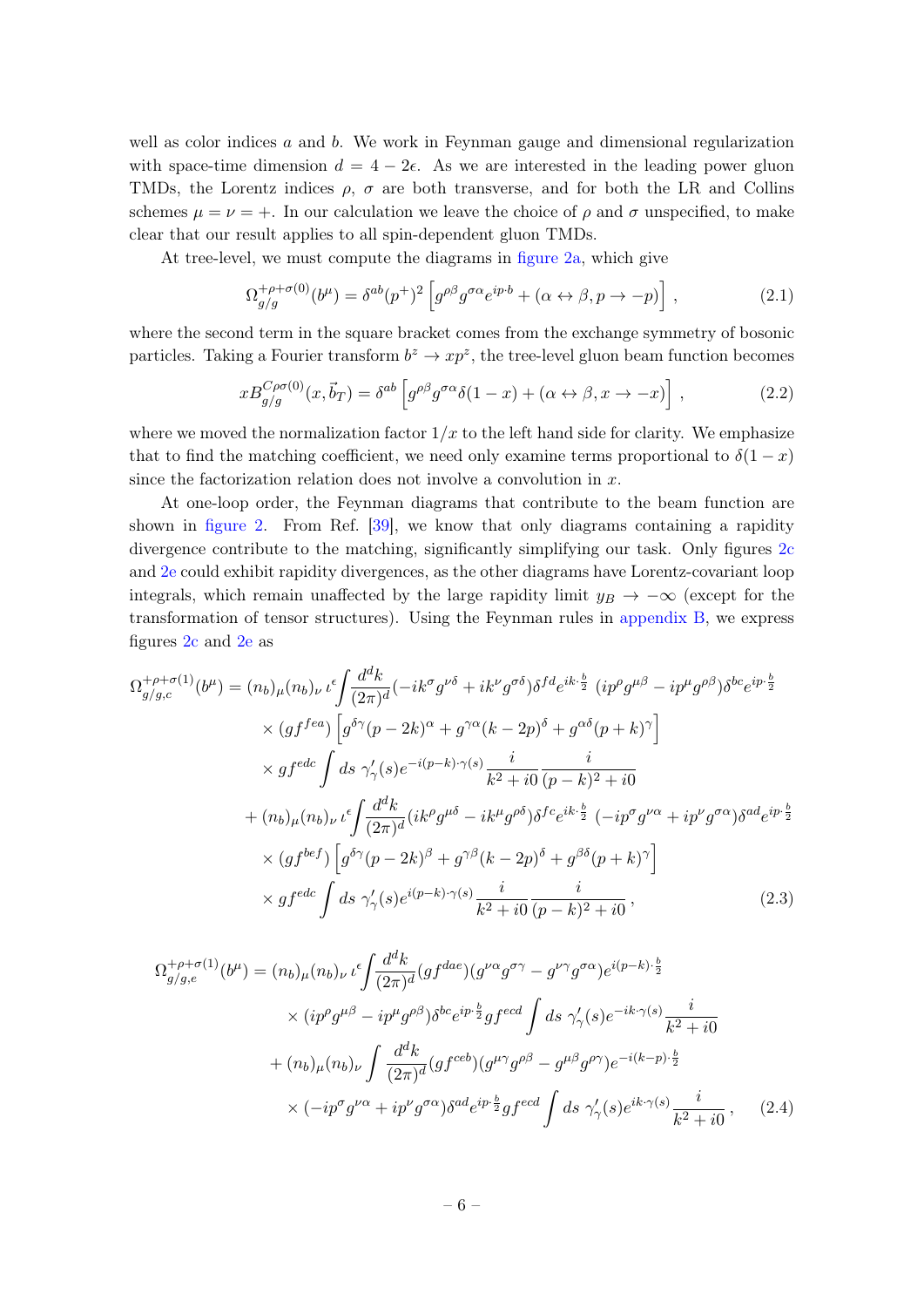well as color indices $a$ and $b$. We work in Feynman gauge and dimensional regularization with space-time dimension $d = 4 - 2\epsilon$. As we are interested in the leading power gluon TMDs, the Lorentz indices $\rho$, $\sigma$ are both transverse, and for both the LR and Collins schemes $\mu = \nu = +$. In our calculation we leave the choice of $\rho$ and $\sigma$ unspecified, to make clear that our result applies to all spin-dependent gluon TMDs.

At tree-level, we must compute the diagrams in figure 2a, which give

$$\Omega_{g/g}^{+\rho+\sigma(0)}(b^\mu) = \delta^{ab}(p^+)^2 \left[ g^{\rho\beta} g^{\sigma\alpha} e^{ip\cdot b} + (\alpha \leftrightarrow \beta, p \to -p) \right] , \tag{2.1}$$

where the second term in the square bracket comes from the exchange symmetry of bosonic particles. Taking a Fourier transform $b^z \to xp^z$, the tree-level gluon beam function becomes

$$x B_{g/g}^{C\rho\sigma(0)}(x, \vec{b}_T) = \delta^{ab} \left[ g^{\rho\beta} g^{\sigma\alpha} \delta(1-x) + (\alpha \leftrightarrow \beta, x \to -x) \right] , \tag{2.2}$$

where we moved the normalization factor $1/x$ to the left hand side for clarity. We emphasize that to find the matching coefficient, we need only examine terms proportional to $\delta(1-x)$ since the factorization relation does not involve a convolution in $x$.

At one-loop order, the Feynman diagrams that contribute to the beam function are shown in figure 2. From Ref. [39], we know that only diagrams containing a rapidity divergence contribute to the matching, significantly simplifying our task. Only figures 2c and 2e could exhibit rapidity divergences, as the other diagrams have Lorentz-covariant loop integrals, which remain unaffected by the large rapidity limit $y_B \to -\infty$ (except for the transformation of tensor structures). Using the Feynman rules in appendix B, we express figures 2c and 2e as

$$\begin{aligned}
\Omega_{g/g,c}^{+\rho+\sigma(1)}(b^\mu) &= (n_b)_\mu (n_b)_\nu \, \iota^\epsilon \!\int \frac{d^d k}{(2\pi)^d} (-ik^\sigma g^{\nu\delta} + ik^\nu g^{\sigma\delta}) \delta^{fd} e^{ik\cdot\frac{b}{2}} \, (ip^\rho g^{\mu\beta} - ip^\mu g^{\rho\beta}) \delta^{bc} e^{ip\cdot\frac{b}{2}} \\
&\quad \times (g f^{fea}) \left[ g^{\delta\gamma}(p-2k)^\alpha + g^{\gamma\alpha}(k-2p)^\delta + g^{\alpha\delta}(p+k)^\gamma \right] \\
&\quad \times g f^{edc} \int ds \; \gamma_\gamma'(s) e^{-i(p-k)\cdot\gamma(s)} \frac{i}{k^2 + i0} \frac{i}{(p-k)^2 + i0} \\
&\quad + (n_b)_\mu (n_b)_\nu \, \iota^\epsilon \!\int \frac{d^d k}{(2\pi)^d} (ik^\rho g^{\mu\delta} - ik^\mu g^{\rho\delta}) \delta^{fc} e^{ik\cdot\frac{b}{2}} \, (-ip^\sigma g^{\nu\alpha} + ip^\nu g^{\sigma\alpha}) \delta^{ad} e^{ip\cdot\frac{b}{2}} \\
&\quad \times (g f^{bef}) \left[ g^{\delta\gamma}(p-2k)^\beta + g^{\gamma\beta}(k-2p)^\delta + g^{\beta\delta}(p+k)^\gamma \right] \\
&\quad \times g f^{edc} \int ds \; \gamma_\gamma'(s) e^{i(p-k)\cdot\gamma(s)} \frac{i}{k^2 + i0} \frac{i}{(p-k)^2 + i0} \, ,
\end{aligned} \tag{2.3}$$

$$\begin{aligned}
\Omega_{g/g,e}^{+\rho+\sigma(1)}(b^\mu) &= (n_b)_\mu (n_b)_\nu \, \iota^\epsilon \!\int \frac{d^d k}{(2\pi)^d} (g f^{dae}) (g^{\nu\alpha} g^{\sigma\gamma} - g^{\nu\gamma} g^{\sigma\alpha}) e^{i(p-k)\cdot\frac{b}{2}} \\
&\quad \times (ip^\rho g^{\mu\beta} - ip^\mu g^{\rho\beta}) \delta^{bc} e^{ip\cdot\frac{b}{2}} g f^{ecd} \int ds \; \gamma_\gamma'(s) e^{-ik\cdot\gamma(s)} \frac{i}{k^2 + i0} \\
&\quad + (n_b)_\mu (n_b)_\nu \int \frac{d^d k}{(2\pi)^d} (g f^{ceb}) (g^{\mu\gamma} g^{\rho\beta} - g^{\mu\beta} g^{\rho\gamma}) e^{-i(k-p)\cdot\frac{b}{2}} \\
&\quad \times (-ip^\sigma g^{\nu\alpha} + ip^\nu g^{\sigma\alpha}) \delta^{ad} e^{ip\cdot\frac{b}{2}} g f^{ecd} \int ds \; \gamma_\gamma'(s) e^{ik\cdot\gamma(s)} \frac{i}{k^2 + i0} \, ,
\end{aligned} \tag{2.4}$$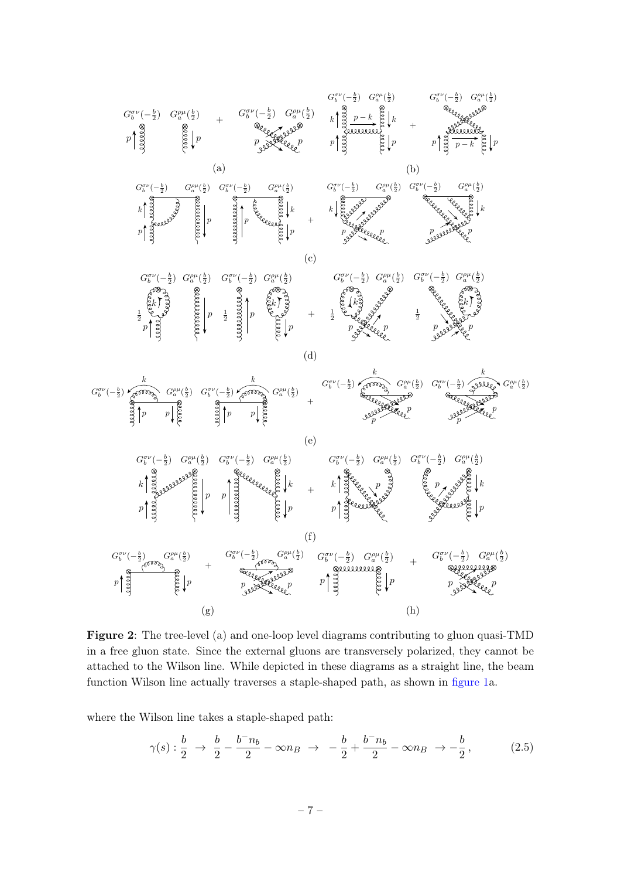**Figure 2**: The tree-level (a) and one-loop level diagrams contributing to gluon quasi-TMD in a free gluon state. Since the external gluons are transversely polarized, they cannot be attached to the Wilson line. While depicted in these diagrams as a straight line, the beam function Wilson line actually traverses a staple-shaped path, as shown in figure 1a.

where the Wilson line takes a staple-shaped path:

$$\gamma(s) : \frac{b}{2} \;\to\; \frac{b}{2} - \frac{b^- n_b}{2} - \infty n_B \;\to\; -\frac{b}{2} + \frac{b^- n_b}{2} - \infty n_B \;\to -\frac{b}{2}\,, \tag{2.5}$$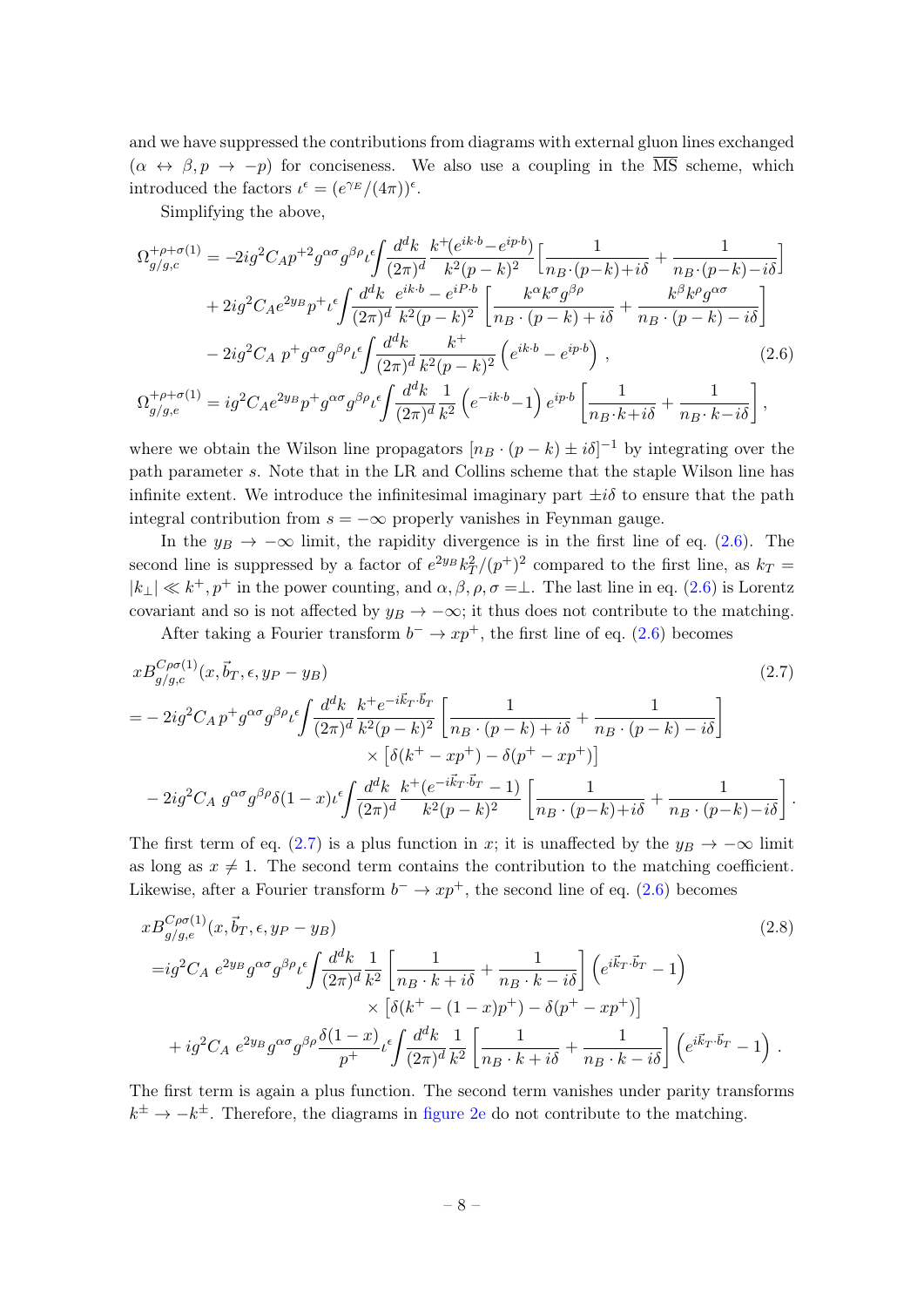and we have suppressed the contributions from diagrams with external gluon lines exchanged ($\alpha \leftrightarrow \beta, p \to -p$) for conciseness. We also use a coupling in the $\overline{\text{MS}}$ scheme, which introduced the factors $\iota^\epsilon = (e^{\gamma_E}/(4\pi))^\epsilon$.

Simplifying the above,

$$
\begin{aligned}
\Omega^{+\rho+\sigma(1)}_{g/g,c} &= -2ig^2 C_A p^{+2} g^{\alpha\sigma} g^{\beta\rho} \iota^\epsilon \int \frac{d^dk}{(2\pi)^d} \frac{k^+(e^{ik\cdot b} - e^{ip\cdot b})}{k^2(p-k)^2} \Big[\frac{1}{n_B\cdot(p-k)+i\delta} + \frac{1}{n_B\cdot(p-k)-i\delta}\Big] \\
&\quad + 2ig^2 C_A e^{2y_B} p^+ \iota^\epsilon \int \frac{d^dk}{(2\pi)^d} \frac{e^{ik\cdot b} - e^{iP\cdot b}}{k^2(p-k)^2} \left[\frac{k^\alpha k^\sigma g^{\beta\rho}}{n_B\cdot(p-k)+i\delta} + \frac{k^\beta k^\rho g^{\alpha\sigma}}{n_B\cdot(p-k)-i\delta}\right] \\
&\quad - 2ig^2 C_A\, p^+ g^{\alpha\sigma} g^{\beta\rho} \iota^\epsilon \int \frac{d^dk}{(2\pi)^d} \frac{k^+}{k^2(p-k)^2} \left(e^{ik\cdot b} - e^{ip\cdot b}\right), \qquad (2.6) \\
\Omega^{+\rho+\sigma(1)}_{g/g,e} &= ig^2 C_A e^{2y_B} p^+ g^{\alpha\sigma} g^{\beta\rho} \iota^\epsilon \int \frac{d^dk}{(2\pi)^d} \frac{1}{k^2} \left(e^{-ik\cdot b} - 1\right) e^{ip\cdot b} \left[\frac{1}{n_B\cdot k+i\delta} + \frac{1}{n_B\cdot k-i\delta}\right],
\end{aligned}
$$

where we obtain the Wilson line propagators $[n_B \cdot (p-k) \pm i\delta]^{-1}$ by integrating over the path parameter $s$. Note that in the LR and Collins scheme that the staple Wilson line has infinite extent. We introduce the infinitesimal imaginary part $\pm i\delta$ to ensure that the path integral contribution from $s = -\infty$ properly vanishes in Feynman gauge.

In the $y_B \to -\infty$ limit, the rapidity divergence is in the first line of eq. (2.6). The second line is suppressed by a factor of $e^{2y_B} k_T^2/(p^+)^2$ compared to the first line, as $k_T = |k_\perp| \ll k^+, p^+$ in the power counting, and $\alpha, \beta, \rho, \sigma = \perp$. The last line in eq. (2.6) is Lorentz covariant and so is not affected by $y_B \to -\infty$; it thus does not contribute to the matching.

After taking a Fourier transform $b^- \to xp^+$, the first line of eq. (2.6) becomes

$$
\begin{aligned}
& xB^{C\rho\sigma(1)}_{g/g,c}(x, \vec{b}_T, \epsilon, y_P - y_B) \qquad (2.7) \\
&= -2ig^2 C_A\, p^+ g^{\alpha\sigma} g^{\beta\rho} \iota^\epsilon \int \frac{d^dk}{(2\pi)^d} \frac{k^+ e^{-i\vec{k}_T\cdot\vec{b}_T}}{k^2(p-k)^2} \left[\frac{1}{n_B\cdot(p-k)+i\delta} + \frac{1}{n_B\cdot(p-k)-i\delta}\right] \\
&\qquad\qquad \times \left[\delta(k^+ - xp^+) - \delta(p^+ - xp^+)\right] \\
&\quad - 2ig^2 C_A\, g^{\alpha\sigma} g^{\beta\rho} \delta(1-x) \iota^\epsilon \int \frac{d^dk}{(2\pi)^d} \frac{k^+(e^{-i\vec{k}_T\cdot\vec{b}_T} - 1)}{k^2(p-k)^2} \left[\frac{1}{n_B\cdot(p-k)+i\delta} + \frac{1}{n_B\cdot(p-k)-i\delta}\right].
\end{aligned}
$$

The first term of eq. (2.7) is a plus function in $x$; it is unaffected by the $y_B \to -\infty$ limit as long as $x \neq 1$. The second term contains the contribution to the matching coefficient. Likewise, after a Fourier transform $b^- \to xp^+$, the second line of eq. (2.6) becomes

$$
\begin{aligned}
& xB^{C\rho\sigma(1)}_{g/g,e}(x, \vec{b}_T, \epsilon, y_P - y_B) \qquad (2.8) \\
&= ig^2 C_A\, e^{2y_B} g^{\alpha\sigma} g^{\beta\rho} \iota^\epsilon \int \frac{d^dk}{(2\pi)^d} \frac{1}{k^2} \left[\frac{1}{n_B\cdot k+i\delta} + \frac{1}{n_B\cdot k-i\delta}\right] \left(e^{i\vec{k}_T\cdot\vec{b}_T} - 1\right) \\
&\qquad\qquad \times \left[\delta(k^+ - (1-x)p^+) - \delta(p^+ - xp^+)\right] \\
&\quad + ig^2 C_A\, e^{2y_B} g^{\alpha\sigma} g^{\beta\rho} \frac{\delta(1-x)}{p^+} \iota^\epsilon \int \frac{d^dk}{(2\pi)^d} \frac{1}{k^2} \left[\frac{1}{n_B\cdot k+i\delta} + \frac{1}{n_B\cdot k-i\delta}\right] \left(e^{i\vec{k}_T\cdot\vec{b}_T} - 1\right).
\end{aligned}
$$

The first term is again a plus function. The second term vanishes under parity transforms $k^\pm \to -k^\pm$. Therefore, the diagrams in figure 2e do not contribute to the matching.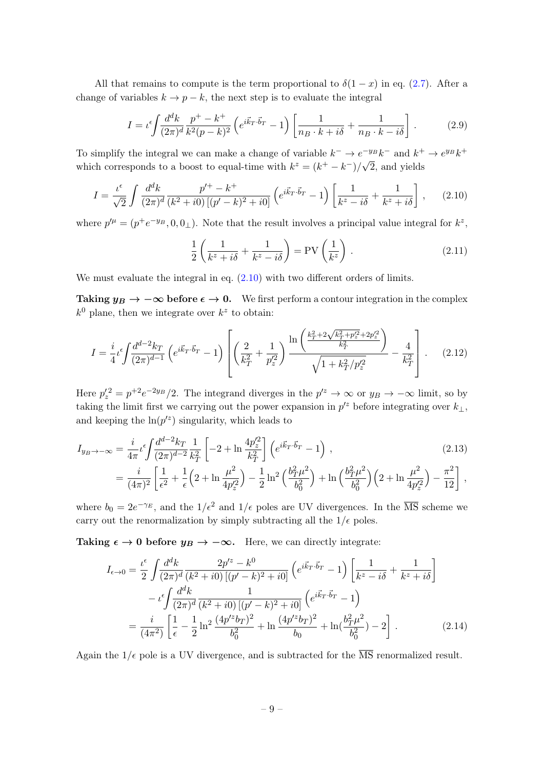All that remains to compute is the term proportional to $\delta(1-x)$ in eq. (2.7). After a change of variables $k \to p - k$, the next step is to evaluate the integral

$$I = \iota^\epsilon \int \frac{d^dk}{(2\pi)^d} \frac{p^+ - k^+}{k^2(p-k)^2} \left(e^{i\vec{k}_T\cdot\vec{b}_T} - 1\right) \left[\frac{1}{n_B\cdot k + i\delta} + \frac{1}{n_B \cdot k - i\delta}\right] . \tag{2.9}$$

To simplify the integral we can make a change of variable $k^- \to e^{-y_B} k^-$ and $k^+ \to e^{y_B} k^+$ which corresponds to a boost to equal-time with $k^z = (k^+ - k^-)/\sqrt{2}$, and yields

$$I = \frac{\iota^\epsilon}{\sqrt{2}} \int \frac{d^dk}{(2\pi)^d} \frac{p'^+ - k^+}{(k^2+i0)\left[(p'-k)^2 + i0\right]} \left(e^{i\vec{k}_T\cdot\vec{b}_T} - 1\right) \left[\frac{1}{k^z - i\delta} + \frac{1}{k^z + i\delta}\right] , \tag{2.10}$$

where $p'^\mu = (p^+ e^{-y_B}, 0, 0_\perp)$. Note that the result involves a principal value integral for $k^z$,

$$\frac{1}{2}\left(\frac{1}{k^z + i\delta} + \frac{1}{k^z - i\delta}\right) = \mathrm{PV}\left(\frac{1}{k^z}\right) . \tag{2.11}$$

We must evaluate the integral in eq. (2.10) with two different orders of limits.

**Taking $y_B \to -\infty$ before $\epsilon \to 0$.** We first perform a contour integration in the complex $k^0$ plane, then we integrate over $k^z$ to obtain:

$$I = \frac{i}{4}\iota^\epsilon \int \frac{d^{d-2}k_T}{(2\pi)^{d-1}} \left(e^{i\vec{k}_T\cdot\vec{b}_T} - 1\right) \left[\left(\frac{2}{k_T^2} + \frac{1}{p_z'^2}\right) \frac{\ln\left(\frac{k_T^2 + 2\sqrt{k_T^2 + p_z'^2} + 2p_z'^2}{k_T^2}\right)}{\sqrt{1 + k_T^2/p_z'^2}} - \frac{4}{k_T^2}\right] . \tag{2.12}$$

Here $p_z'^2 = p^{+2} e^{-2y_B}/2$. The integrand diverges in the $p'^z \to \infty$ or $y_B \to -\infty$ limit, so by taking the limit first we carrying out the power expansion in $p'^z$ before integrating over $k_\perp$, and keeping the $\ln(p'^z)$ singularity, which leads to

$$\begin{aligned} I_{y_B \to -\infty} &= \frac{i}{4\pi}\iota^\epsilon \int \frac{d^{d-2}k_T}{(2\pi)^{d-2}} \frac{1}{k_T^2}\left[-2 + \ln\frac{4p_z'^2}{k_T^2}\right]\left(e^{i\vec{k}_T\cdot\vec{b}_T} - 1\right) , \\ &= \frac{i}{(4\pi)^2}\left[\frac{1}{\epsilon^2} + \frac{1}{\epsilon}\left(2 + \ln\frac{\mu^2}{4p_z'^2}\right) - \frac{1}{2}\ln^2\left(\frac{b_T^2\mu^2}{b_0^2}\right) + \ln\left(\frac{b_T^2\mu^2}{b_0^2}\right)\left(2 + \ln\frac{\mu^2}{4p_z'^2}\right) - \frac{\pi^2}{12}\right] , \end{aligned} \tag{2.13}$$

where $b_0 = 2e^{-\gamma_E}$, and the $1/\epsilon^2$ and $1/\epsilon$ poles are UV divergences. In the $\overline{\mathrm{MS}}$ scheme we carry out the renormalization by simply subtracting all the $1/\epsilon$ poles.

**Taking $\epsilon \to 0$ before $y_B \to -\infty$.** Here, we can directly integrate:

$$\begin{aligned} I_{\epsilon\to 0} &= \frac{\iota^\epsilon}{2} \int \frac{d^dk}{(2\pi)^d} \frac{2p'^z - k^0}{(k^2+i0)\left[(p'-k)^2 + i0\right]} \left(e^{i\vec{k}_T\cdot\vec{b}_T} - 1\right) \left[\frac{1}{k^z - i\delta} + \frac{1}{k^z + i\delta}\right] \\ &\quad - \iota^\epsilon \int \frac{d^dk}{(2\pi)^d} \frac{1}{(k^2+i0)\left[(p'-k)^2 + i0\right]} \left(e^{i\vec{k}_T\cdot\vec{b}_T} - 1\right) \\ &= \frac{i}{(4\pi^2)}\left[\frac{1}{\epsilon} - \frac{1}{2}\ln^2\frac{(4p'^z b_T)^2}{b_0^2} + \ln\frac{(4p'^z b_T)^2}{b_0} + \ln(\frac{b_T^2\mu^2}{b_0^2}) - 2\right] . \end{aligned} \tag{2.14}$$

Again the $1/\epsilon$ pole is a UV divergence, and is subtracted for the $\overline{\mathrm{MS}}$ renormalized result.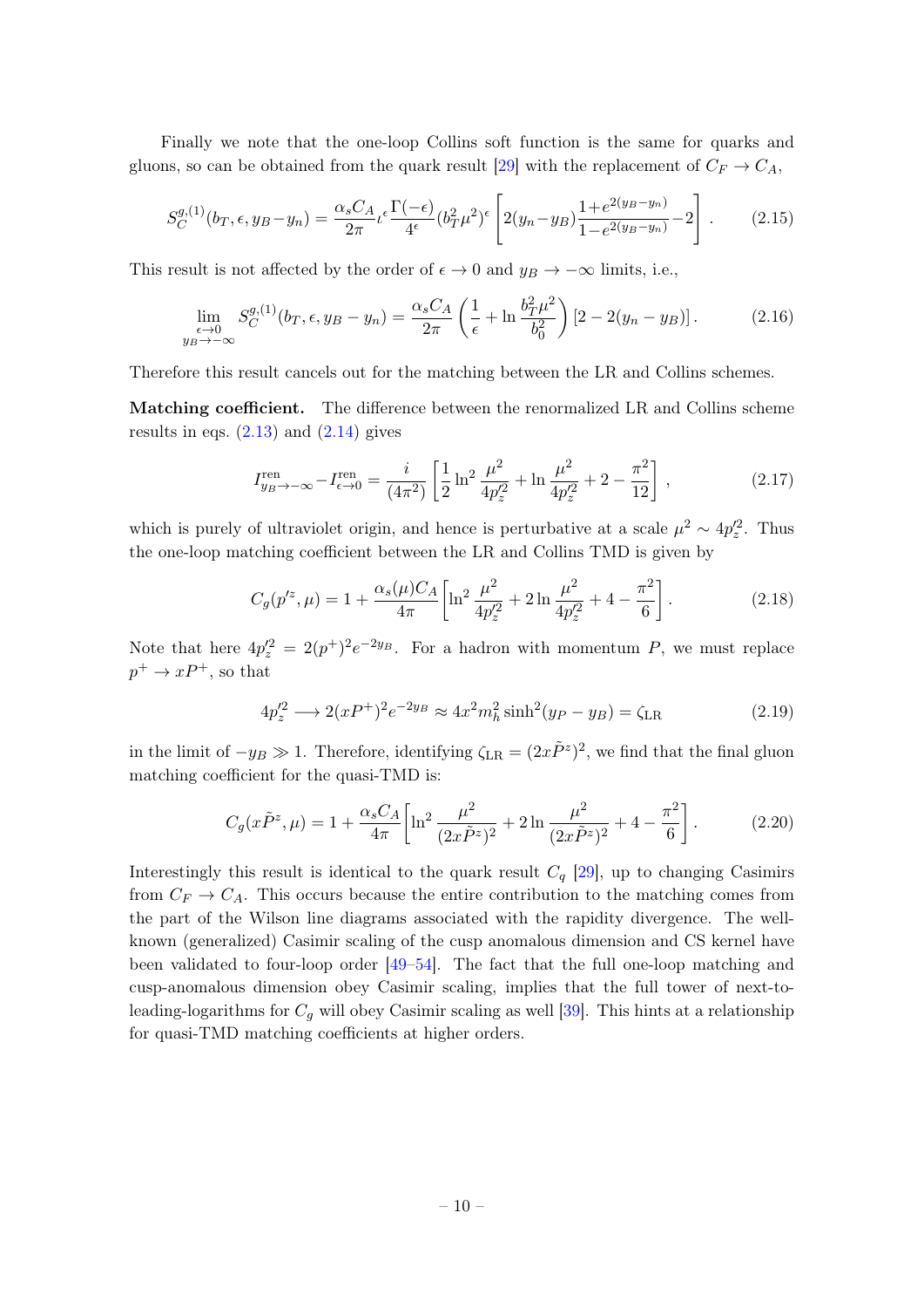Finally we note that the one-loop Collins soft function is the same for quarks and gluons, so can be obtained from the quark result [29] with the replacement of $C_F \to C_A$,

$$S_C^{g,(1)}(b_T, \epsilon, y_B - y_n) = \frac{\alpha_s C_A}{2\pi} \iota^\epsilon \frac{\Gamma(-\epsilon)}{4^\epsilon} (b_T^2 \mu^2)^\epsilon \left[ 2(y_n - y_B) \frac{1 + e^{2(y_B - y_n)}}{1 - e^{2(y_B - y_n)}} - 2 \right]. \tag{2.15}$$

This result is not affected by the order of $\epsilon \to 0$ and $y_B \to -\infty$ limits, i.e.,

$$\lim_{\substack{\epsilon \to 0 \\ y_B \to -\infty}} S_C^{g,(1)}(b_T, \epsilon, y_B - y_n) = \frac{\alpha_s C_A}{2\pi} \left( \frac{1}{\epsilon} + \ln \frac{b_T^2 \mu^2}{b_0^2} \right) [2 - 2(y_n - y_B)]. \tag{2.16}$$

Therefore this result cancels out for the matching between the LR and Collins schemes.

**Matching coefficient.** The difference between the renormalized LR and Collins scheme results in eqs. (2.13) and (2.14) gives

$$I_{y_B \to -\infty}^{\text{ren}} - I_{\epsilon \to 0}^{\text{ren}} = \frac{i}{(4\pi^2)} \left[ \frac{1}{2} \ln^2 \frac{\mu^2}{4p_z'^2} + \ln \frac{\mu^2}{4p_z'^2} + 2 - \frac{\pi^2}{12} \right], \tag{2.17}$$

which is purely of ultraviolet origin, and hence is perturbative at a scale $\mu^2 \sim 4p_z'^2$. Thus the one-loop matching coefficient between the LR and Collins TMD is given by

$$C_g(p'^z, \mu) = 1 + \frac{\alpha_s(\mu) C_A}{4\pi} \left[ \ln^2 \frac{\mu^2}{4p_z'^2} + 2 \ln \frac{\mu^2}{4p_z'^2} + 4 - \frac{\pi^2}{6} \right]. \tag{2.18}$$

Note that here $4p_z'^2 = 2(p^+)^2 e^{-2y_B}$. For a hadron with momentum $P$, we must replace $p^+ \to xP^+$, so that

$$4p_z'^2 \longrightarrow 2(xP^+)^2 e^{-2y_B} \approx 4x^2 m_h^2 \sinh^2(y_P - y_B) = \zeta_{\text{LR}} \tag{2.19}$$

in the limit of $-y_B \gg 1$. Therefore, identifying $\zeta_{\text{LR}} = (2x\tilde{P}^z)^2$, we find that the final gluon matching coefficient for the quasi-TMD is:

$$C_g(x\tilde{P}^z, \mu) = 1 + \frac{\alpha_s C_A}{4\pi} \left[ \ln^2 \frac{\mu^2}{(2x\tilde{P}^z)^2} + 2 \ln \frac{\mu^2}{(2x\tilde{P}^z)^2} + 4 - \frac{\pi^2}{6} \right]. \tag{2.20}$$

Interestingly this result is identical to the quark result $C_q$ [29], up to changing Casimirs from $C_F \to C_A$. This occurs because the entire contribution to the matching comes from the part of the Wilson line diagrams associated with the rapidity divergence. The well-known (generalized) Casimir scaling of the cusp anomalous dimension and CS kernel have been validated to four-loop order [49–54]. The fact that the full one-loop matching and cusp-anomalous dimension obey Casimir scaling, implies that the full tower of next-to-leading-logarithms for $C_g$ will obey Casimir scaling as well [39]. This hints at a relationship for quasi-TMD matching coefficients at higher orders.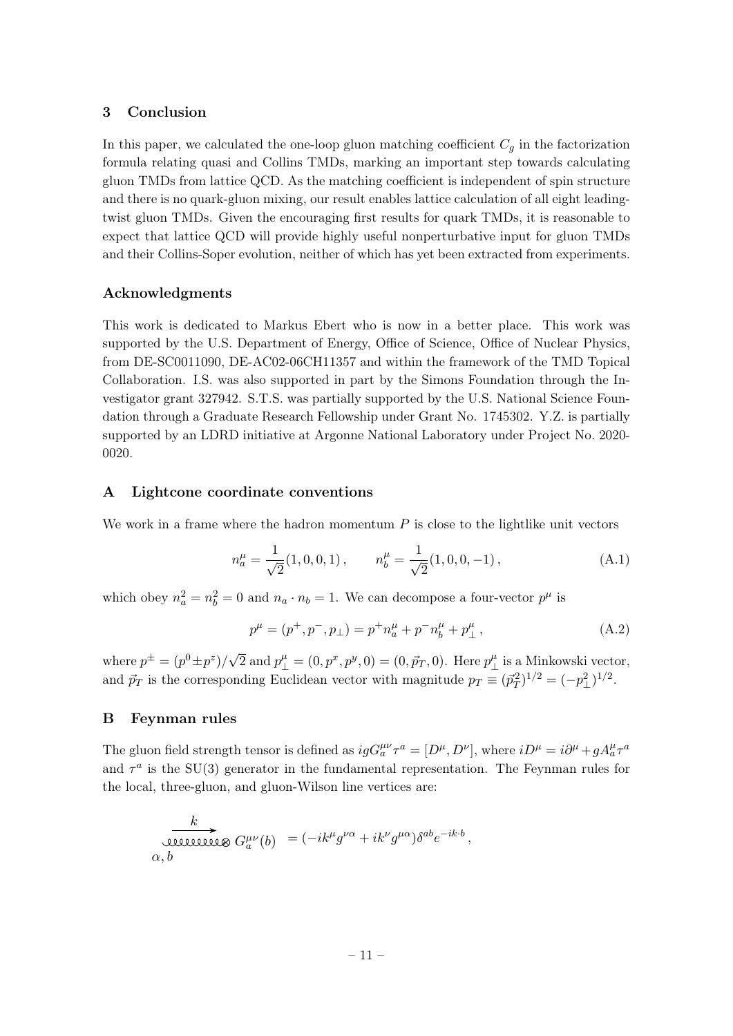## 3 Conclusion

In this paper, we calculated the one-loop gluon matching coefficient $C_g$ in the factorization formula relating quasi and Collins TMDs, marking an important step towards calculating gluon TMDs from lattice QCD. As the matching coefficient is independent of spin structure and there is no quark-gluon mixing, our result enables lattice calculation of all eight leading-twist gluon TMDs. Given the encouraging first results for quark TMDs, it is reasonable to expect that lattice QCD will provide highly useful nonperturbative input for gluon TMDs and their Collins-Soper evolution, neither of which has yet been extracted from experiments.

### Acknowledgments

This work is dedicated to Markus Ebert who is now in a better place. This work was supported by the U.S. Department of Energy, Office of Science, Office of Nuclear Physics, from DE-SC0011090, DE-AC02-06CH11357 and within the framework of the TMD Topical Collaboration. I.S. was also supported in part by the Simons Foundation through the Investigator grant 327942. S.T.S. was partially supported by the U.S. National Science Foundation through a Graduate Research Fellowship under Grant No. 1745302. Y.Z. is partially supported by an LDRD initiative at Argonne National Laboratory under Project No. 2020-0020.

## A Lightcone coordinate conventions

We work in a frame where the hadron momentum $P$ is close to the lightlike unit vectors

$$n_a^\mu = \frac{1}{\sqrt{2}}(1,0,0,1)\,, \qquad n_b^\mu = \frac{1}{\sqrt{2}}(1,0,0,-1)\,, \tag{A.1}$$

which obey $n_a^2 = n_b^2 = 0$ and $n_a \cdot n_b = 1$. We can decompose a four-vector $p^\mu$ is

$$p^\mu = (p^+, p^-, p_\perp) = p^+ n_a^\mu + p^- n_b^\mu + p_\perp^\mu\,, \tag{A.2}$$

where $p^\pm = (p^0 \pm p^z)/\sqrt{2}$ and $p_\perp^\mu = (0, p^x, p^y, 0) = (0, \vec{p}_T, 0)$. Here $p_\perp^\mu$ is a Minkowski vector, and $\vec{p}_T$ is the corresponding Euclidean vector with magnitude $p_T \equiv (\vec{p}_T^{\,2})^{1/2} = (-p_\perp^2)^{1/2}$.

## B Feynman rules

The gluon field strength tensor is defined as $igG_a^{\mu\nu}\tau^a = [D^\mu, D^\nu]$, where $iD^\mu = i\partial^\mu + gA_a^\mu\tau^a$ and $\tau^a$ is the SU(3) generator in the fundamental representation. The Feynman rules for the local, three-gluon, and gluon-Wilson line vertices are:

$$\underset{\alpha,\,b}{\overset{k}{\longrightarrow}} \otimes\, G_a^{\mu\nu}(b) \; = (-ik^\mu g^{\nu\alpha} + ik^\nu g^{\mu\alpha})\delta^{ab} e^{-ik\cdot b}\,,$$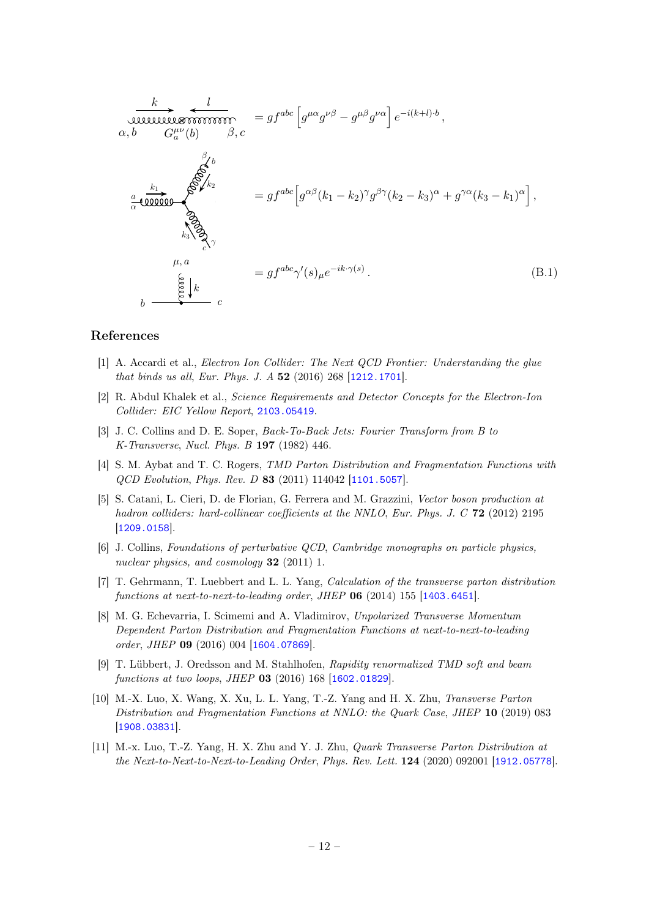$$= gf^{abc}\Big[g^{\mu\alpha}g^{\nu\beta} - g^{\mu\beta}g^{\nu\alpha}\Big]\,e^{-i(k+l)\cdot b}\,,$$

$$= gf^{abc}\Big[g^{\alpha\beta}(k_1-k_2)^{\gamma}g^{\beta\gamma}(k_2-k_3)^{\alpha} + g^{\gamma\alpha}(k_3-k_1)^{\alpha}\Big]\,,$$

$$= gf^{abc}\gamma'(s)_{\mu}e^{-ik\cdot\gamma(s)}\,. \tag{B.1}$$

## References

[1] A. Accardi et al., *Electron Ion Collider: The Next QCD Frontier: Understanding the glue that binds us all*, *Eur. Phys. J. A* **52** (2016) 268 [1212.1701].

[2] R. Abdul Khalek et al., *Science Requirements and Detector Concepts for the Electron-Ion Collider: EIC Yellow Report*, 2103.05419.

[3] J. C. Collins and D. E. Soper, *Back-To-Back Jets: Fourier Transform from B to K-Transverse*, *Nucl. Phys. B* **197** (1982) 446.

[4] S. M. Aybat and T. C. Rogers, *TMD Parton Distribution and Fragmentation Functions with QCD Evolution*, *Phys. Rev. D* **83** (2011) 114042 [1101.5057].

[5] S. Catani, L. Cieri, D. de Florian, G. Ferrera and M. Grazzini, *Vector boson production at hadron colliders: hard-collinear coefficients at the NNLO*, *Eur. Phys. J. C* **72** (2012) 2195 [1209.0158].

[6] J. Collins, *Foundations of perturbative QCD*, *Cambridge monographs on particle physics, nuclear physics, and cosmology* **32** (2011) 1.

[7] T. Gehrmann, T. Luebbert and L. L. Yang, *Calculation of the transverse parton distribution functions at next-to-next-to-leading order*, *JHEP* **06** (2014) 155 [1403.6451].

[8] M. G. Echevarria, I. Scimemi and A. Vladimirov, *Unpolarized Transverse Momentum Dependent Parton Distribution and Fragmentation Functions at next-to-next-to-leading order*, *JHEP* **09** (2016) 004 [1604.07869].

[9] T. Lübbert, J. Oredsson and M. Stahlhofen, *Rapidity renormalized TMD soft and beam functions at two loops*, *JHEP* **03** (2016) 168 [1602.01829].

[10] M.-X. Luo, X. Wang, X. Xu, L. L. Yang, T.-Z. Yang and H. X. Zhu, *Transverse Parton Distribution and Fragmentation Functions at NNLO: the Quark Case*, *JHEP* **10** (2019) 083 [1908.03831].

[11] M.-x. Luo, T.-Z. Yang, H. X. Zhu and Y. J. Zhu, *Quark Transverse Parton Distribution at the Next-to-Next-to-Next-to-Leading Order*, *Phys. Rev. Lett.* **124** (2020) 092001 [1912.05778].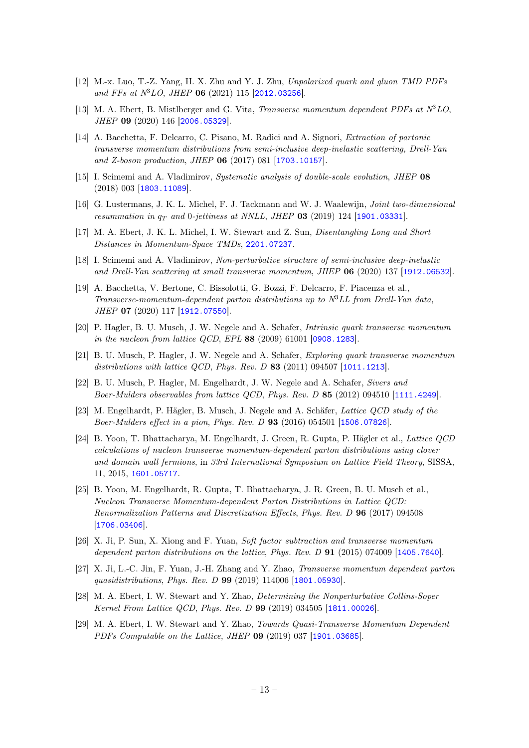[12] M.-x. Luo, T.-Z. Yang, H. X. Zhu and Y. J. Zhu, *Unpolarized quark and gluon TMD PDFs and FFs at N$^3$LO*, *JHEP* **06** (2021) 115 [2012.03256].

[13] M. A. Ebert, B. Mistlberger and G. Vita, *Transverse momentum dependent PDFs at N$^3$LO*, *JHEP* **09** (2020) 146 [2006.05329].

[14] A. Bacchetta, F. Delcarro, C. Pisano, M. Radici and A. Signori, *Extraction of partonic transverse momentum distributions from semi-inclusive deep-inelastic scattering, Drell-Yan and Z-boson production*, *JHEP* **06** (2017) 081 [1703.10157].

[15] I. Scimemi and A. Vladimirov, *Systematic analysis of double-scale evolution*, *JHEP* **08** (2018) 003 [1803.11089].

[16] G. Lustermans, J. K. L. Michel, F. J. Tackmann and W. J. Waalewijn, *Joint two-dimensional resummation in $q_T$ and 0-jettiness at NNLL*, *JHEP* **03** (2019) 124 [1901.03331].

[17] M. A. Ebert, J. K. L. Michel, I. W. Stewart and Z. Sun, *Disentangling Long and Short Distances in Momentum-Space TMDs*, 2201.07237.

[18] I. Scimemi and A. Vladimirov, *Non-perturbative structure of semi-inclusive deep-inelastic and Drell-Yan scattering at small transverse momentum*, *JHEP* **06** (2020) 137 [1912.06532].

[19] A. Bacchetta, V. Bertone, C. Bissolotti, G. Bozzi, F. Delcarro, F. Piacenza et al., *Transverse-momentum-dependent parton distributions up to N$^3$LL from Drell-Yan data*, *JHEP* **07** (2020) 117 [1912.07550].

[20] P. Hagler, B. U. Musch, J. W. Negele and A. Schafer, *Intrinsic quark transverse momentum in the nucleon from lattice QCD*, *EPL* **88** (2009) 61001 [0908.1283].

[21] B. U. Musch, P. Hagler, J. W. Negele and A. Schafer, *Exploring quark transverse momentum distributions with lattice QCD*, *Phys. Rev. D* **83** (2011) 094507 [1011.1213].

[22] B. U. Musch, P. Hagler, M. Engelhardt, J. W. Negele and A. Schafer, *Sivers and Boer-Mulders observables from lattice QCD*, *Phys. Rev. D* **85** (2012) 094510 [1111.4249].

[23] M. Engelhardt, P. Hägler, B. Musch, J. Negele and A. Schäfer, *Lattice QCD study of the Boer-Mulders effect in a pion*, *Phys. Rev. D* **93** (2016) 054501 [1506.07826].

[24] B. Yoon, T. Bhattacharya, M. Engelhardt, J. Green, R. Gupta, P. Hägler et al., *Lattice QCD calculations of nucleon transverse momentum-dependent parton distributions using clover and domain wall fermions*, in *33rd International Symposium on Lattice Field Theory*, SISSA, 11, 2015, 1601.05717.

[25] B. Yoon, M. Engelhardt, R. Gupta, T. Bhattacharya, J. R. Green, B. U. Musch et al., *Nucleon Transverse Momentum-dependent Parton Distributions in Lattice QCD: Renormalization Patterns and Discretization Effects*, *Phys. Rev. D* **96** (2017) 094508 [1706.03406].

[26] X. Ji, P. Sun, X. Xiong and F. Yuan, *Soft factor subtraction and transverse momentum dependent parton distributions on the lattice*, *Phys. Rev. D* **91** (2015) 074009 [1405.7640].

[27] X. Ji, L.-C. Jin, F. Yuan, J.-H. Zhang and Y. Zhao, *Transverse momentum dependent parton quasidistributions*, *Phys. Rev. D* **99** (2019) 114006 [1801.05930].

[28] M. A. Ebert, I. W. Stewart and Y. Zhao, *Determining the Nonperturbative Collins-Soper Kernel From Lattice QCD*, *Phys. Rev. D* **99** (2019) 034505 [1811.00026].

[29] M. A. Ebert, I. W. Stewart and Y. Zhao, *Towards Quasi-Transverse Momentum Dependent PDFs Computable on the Lattice*, *JHEP* **09** (2019) 037 [1901.03685].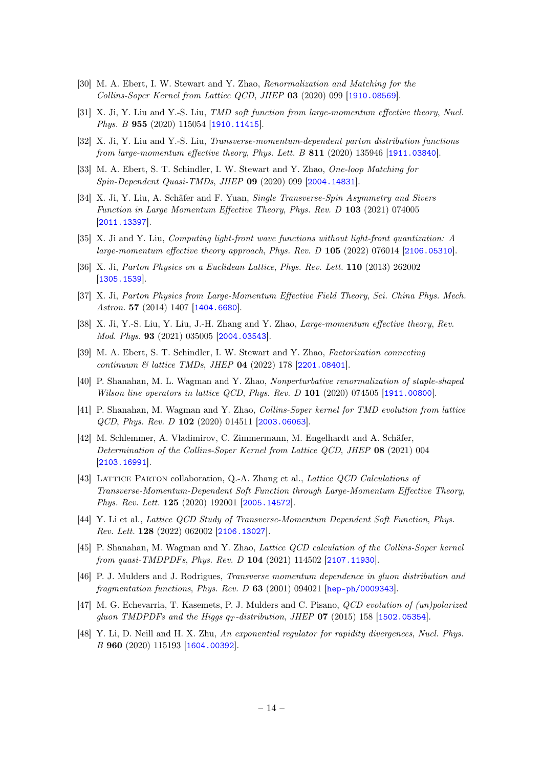[30] M. A. Ebert, I. W. Stewart and Y. Zhao, *Renormalization and Matching for the Collins-Soper Kernel from Lattice QCD*, *JHEP* **03** (2020) 099 [1910.08569].

[31] X. Ji, Y. Liu and Y.-S. Liu, *TMD soft function from large-momentum effective theory*, *Nucl. Phys. B* **955** (2020) 115054 [1910.11415].

[32] X. Ji, Y. Liu and Y.-S. Liu, *Transverse-momentum-dependent parton distribution functions from large-momentum effective theory*, *Phys. Lett. B* **811** (2020) 135946 [1911.03840].

[33] M. A. Ebert, S. T. Schindler, I. W. Stewart and Y. Zhao, *One-loop Matching for Spin-Dependent Quasi-TMDs*, *JHEP* **09** (2020) 099 [2004.14831].

[34] X. Ji, Y. Liu, A. Schäfer and F. Yuan, *Single Transverse-Spin Asymmetry and Sivers Function in Large Momentum Effective Theory*, *Phys. Rev. D* **103** (2021) 074005 [2011.13397].

[35] X. Ji and Y. Liu, *Computing light-front wave functions without light-front quantization: A large-momentum effective theory approach*, *Phys. Rev. D* **105** (2022) 076014 [2106.05310].

[36] X. Ji, *Parton Physics on a Euclidean Lattice*, *Phys. Rev. Lett.* **110** (2013) 262002 [1305.1539].

[37] X. Ji, *Parton Physics from Large-Momentum Effective Field Theory*, *Sci. China Phys. Mech. Astron.* **57** (2014) 1407 [1404.6680].

[38] X. Ji, Y.-S. Liu, Y. Liu, J.-H. Zhang and Y. Zhao, *Large-momentum effective theory*, *Rev. Mod. Phys.* **93** (2021) 035005 [2004.03543].

[39] M. A. Ebert, S. T. Schindler, I. W. Stewart and Y. Zhao, *Factorization connecting continuum & lattice TMDs*, *JHEP* **04** (2022) 178 [2201.08401].

[40] P. Shanahan, M. L. Wagman and Y. Zhao, *Nonperturbative renormalization of staple-shaped Wilson line operators in lattice QCD*, *Phys. Rev. D* **101** (2020) 074505 [1911.00800].

[41] P. Shanahan, M. Wagman and Y. Zhao, *Collins-Soper kernel for TMD evolution from lattice QCD*, *Phys. Rev. D* **102** (2020) 014511 [2003.06063].

[42] M. Schlemmer, A. Vladimirov, C. Zimmermann, M. Engelhardt and A. Schäfer, *Determination of the Collins-Soper Kernel from Lattice QCD*, *JHEP* **08** (2021) 004 [2103.16991].

[43] Lattice Parton collaboration, Q.-A. Zhang et al., *Lattice QCD Calculations of Transverse-Momentum-Dependent Soft Function through Large-Momentum Effective Theory*, *Phys. Rev. Lett.* **125** (2020) 192001 [2005.14572].

[44] Y. Li et al., *Lattice QCD Study of Transverse-Momentum Dependent Soft Function*, *Phys. Rev. Lett.* **128** (2022) 062002 [2106.13027].

[45] P. Shanahan, M. Wagman and Y. Zhao, *Lattice QCD calculation of the Collins-Soper kernel from quasi-TMDPDFs*, *Phys. Rev. D* **104** (2021) 114502 [2107.11930].

[46] P. J. Mulders and J. Rodrigues, *Transverse momentum dependence in gluon distribution and fragmentation functions*, *Phys. Rev. D* **63** (2001) 094021 [hep-ph/0009343].

[47] M. G. Echevarria, T. Kasemets, P. J. Mulders and C. Pisano, *QCD evolution of (un)polarized gluon TMDPDFs and the Higgs $q_T$-distribution*, *JHEP* **07** (2015) 158 [1502.05354].

[48] Y. Li, D. Neill and H. X. Zhu, *An exponential regulator for rapidity divergences*, *Nucl. Phys. B* **960** (2020) 115193 [1604.00392].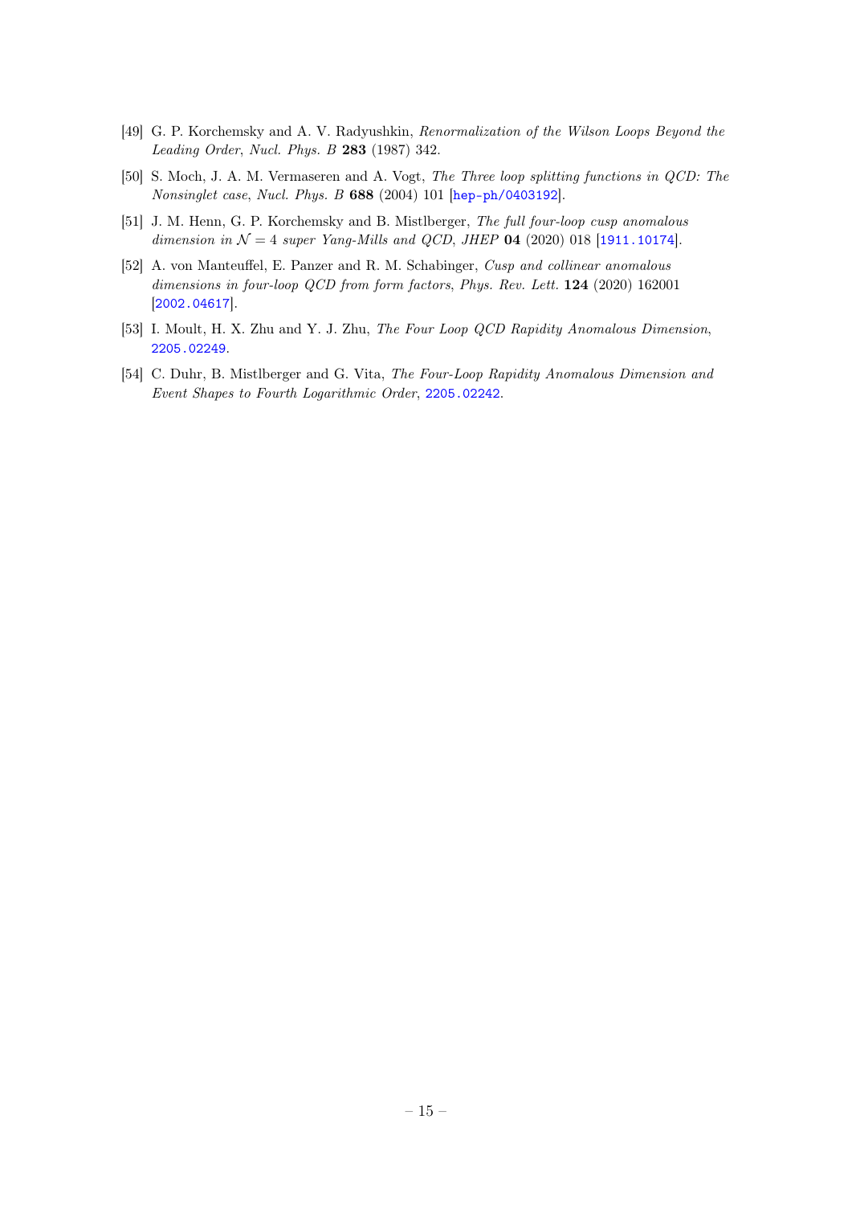[49] G. P. Korchemsky and A. V. Radyushkin, *Renormalization of the Wilson Loops Beyond the Leading Order*, *Nucl. Phys. B* **283** (1987) 342.

[50] S. Moch, J. A. M. Vermaseren and A. Vogt, *The Three loop splitting functions in QCD: The Nonsinglet case*, *Nucl. Phys. B* **688** (2004) 101 [hep-ph/0403192].

[51] J. M. Henn, G. P. Korchemsky and B. Mistlberger, *The full four-loop cusp anomalous dimension in $\mathcal{N} = 4$ super Yang-Mills and QCD*, *JHEP* **04** (2020) 018 [1911.10174].

[52] A. von Manteuffel, E. Panzer and R. M. Schabinger, *Cusp and collinear anomalous dimensions in four-loop QCD from form factors*, *Phys. Rev. Lett.* **124** (2020) 162001 [2002.04617].

[53] I. Moult, H. X. Zhu and Y. J. Zhu, *The Four Loop QCD Rapidity Anomalous Dimension*, 2205.02249.

[54] C. Duhr, B. Mistlberger and G. Vita, *The Four-Loop Rapidity Anomalous Dimension and Event Shapes to Fourth Logarithmic Order*, 2205.02242.